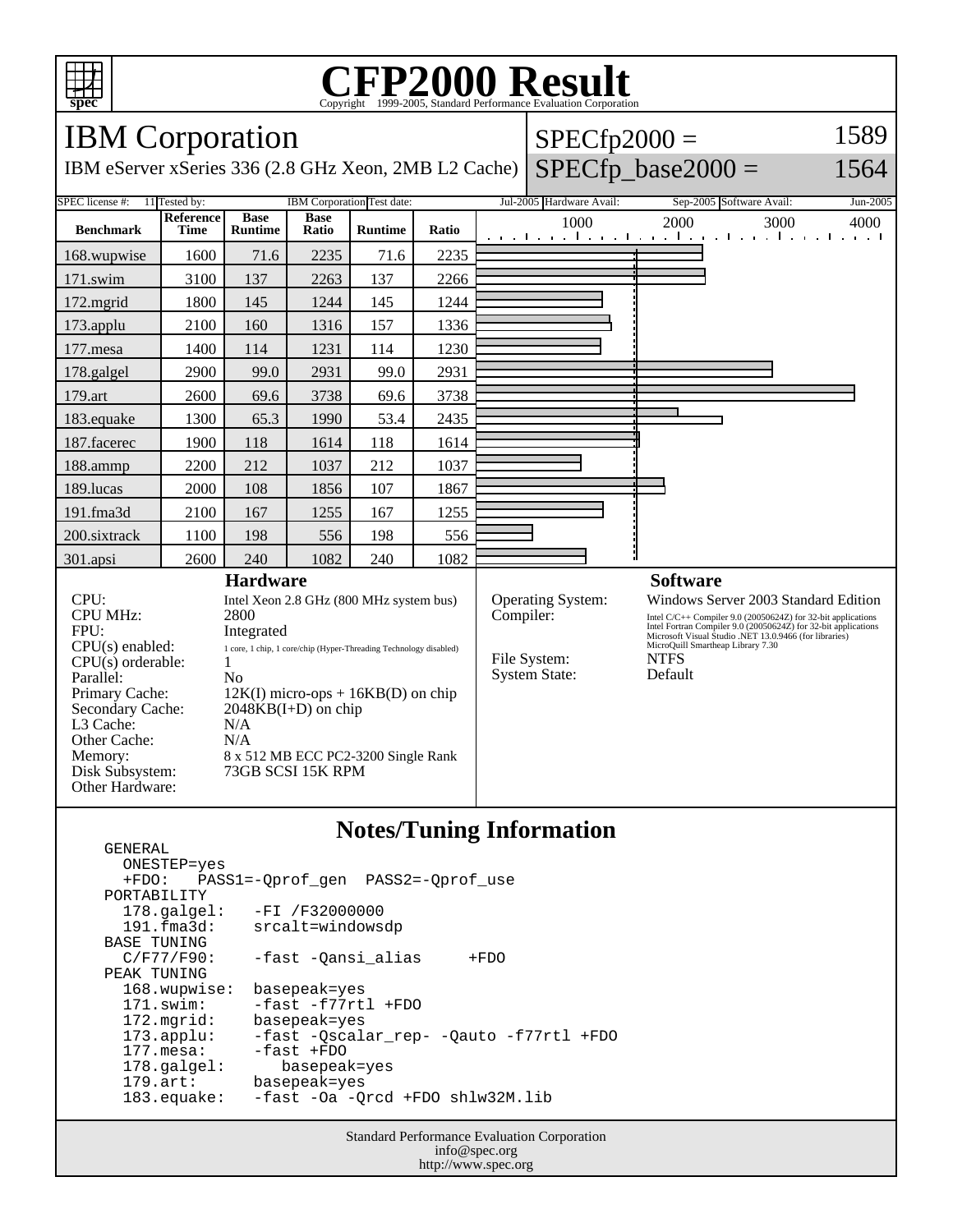# CFP2000 Result

Copyright 1999-2005, Standard Performance Evaluation Corporation

## IBM Corporation

IBM eServer xSeries 336 (2.8 GHz Xeon, 2MB L2 Cache)

SPECfp2000 = 1589

SPECfp_base2000 = 1564

| SPEC license #: | 11 | Tested by: | IBM Corporation | Test date: | Jul-2005 | Hardware Avail: | Sep-2005 | Software Avail: | Jun-2005 |
|---|---|---|---|---|---|---|---|---|---|

| Benchmark | Reference Time | Base Runtime | Base Ratio | Runtime | Ratio |
|---|---|---|---|---|---|
| 168.wupwise | 1600 | 71.6 | 2235 | 71.6 | 2235 |
| 171.swim | 3100 | 137 | 2263 | 137 | 2266 |
| 172.mgrid | 1800 | 145 | 1244 | 145 | 1244 |
| 173.applu | 2100 | 160 | 1316 | 157 | 1336 |
| 177.mesa | 1400 | 114 | 1231 | 114 | 1230 |
| 178.galgel | 2900 | 99.0 | 2931 | 99.0 | 2931 |
| 179.art | 2600 | 69.6 | 3738 | 69.6 | 3738 |
| 183.equake | 1300 | 65.3 | 1990 | 53.4 | 2435 |
| 187.facerec | 1900 | 118 | 1614 | 118 | 1614 |
| 188.ammp | 2200 | 212 | 1037 | 212 | 1037 |
| 189.lucas | 2000 | 108 | 1856 | 107 | 1867 |
| 191.fma3d | 2100 | 167 | 1255 | 167 | 1255 |
| 200.sixtrack | 1100 | 198 | 556 | 198 | 556 |
| 301.apsi | 2600 | 240 | 1082 | 240 | 1082 |

### Hardware

| | |
|---|---|
| CPU: | Intel Xeon 2.8 GHz (800 MHz system bus) |
| CPU MHz: | 2800 |
| FPU: | Integrated |
| CPU(s) enabled: | 1 core, 1 chip, 1 core/chip (Hyper-Threading Technology disabled) |
| CPU(s) orderable: | 1 |
| Parallel: | No |
| Primary Cache: | 12K(I) micro-ops + 16KB(D) on chip |
| Secondary Cache: | 2048KB(I+D) on chip |
| L3 Cache: | N/A |
| Other Cache: | N/A |
| Memory: | 8 x 512 MB ECC PC2-3200 Single Rank |
| Disk Subsystem: | 73GB SCSI 15K RPM |
| Other Hardware: | |

### Software

| | |
|---|---|
| Operating System: | Windows Server 2003 Standard Edition |
| Compiler: | Intel C/C++ Compiler 9.0 (20050624Z) for 32-bit applications<br>Intel Fortran Compiler 9.0 (20050624Z) for 32-bit applications<br>Microsoft Visual Studio .NET 13.0.9466 (for libraries)<br>MicroQuill Smartheap Library 7.30 |
| File System: | NTFS |
| System State: | Default |

## Notes/Tuning Information

```
GENERAL
  ONESTEP=yes
  +FDO:   PASS1=-Qprof_gen  PASS2=-Qprof_use
PORTABILITY
  178.galgel:    -FI /F32000000
  191.fma3d:     srcalt=windowsdp
BASE TUNING
  C/F77/F90:     -fast -Qansi_alias     +FDO
PEAK TUNING
  168.wupwise:  basepeak=yes
  171.swim:     -fast -f77rtl +FDO
  172.mgrid:    basepeak=yes
  173.applu:    -fast -Qscalar_rep- -Qauto -f77rtl +FDO
  177.mesa:     -fast +FDO
  178.galgel:      basepeak=yes
  179.art:      basepeak=yes
  183.equake:   -fast -Oa -Qrcd +FDO shlw32M.lib
```

Standard Performance Evaluation Corporation
info@spec.org
http://www.spec.org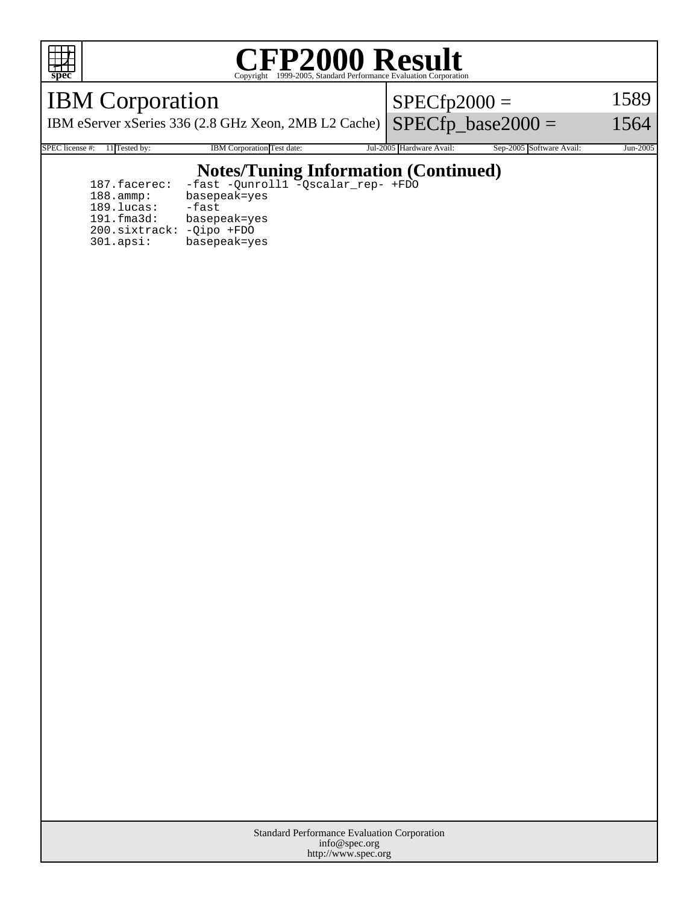# CFP2000 Result

Copyright 1999-2005, Standard Performance Evaluation Corporation

## IBM Corporation

IBM eServer xSeries 336 (2.8 GHz Xeon, 2MB L2 Cache)

SPECfp2000 = 1589

SPECfp_base2000 = 1564

| | | | | | | | | | |
|---|---|---|---|---|---|---|---|---|---|
| SPEC license #: | 11 | Tested by: | IBM Corporation | Test date: | Jul-2005 | Hardware Avail: | Sep-2005 | Software Avail: | Jun-2005 |

### Notes/Tuning Information (Continued)

```
187.facerec:  -fast -Qunroll1 -Qscalar_rep- +FDO
188.ammp:     basepeak=yes
189.lucas:    -fast
191.fma3d:    basepeak=yes
200.sixtrack: -Qipo +FDO
301.apsi:     basepeak=yes
```

Standard Performance Evaluation Corporation
info@spec.org
http://www.spec.org